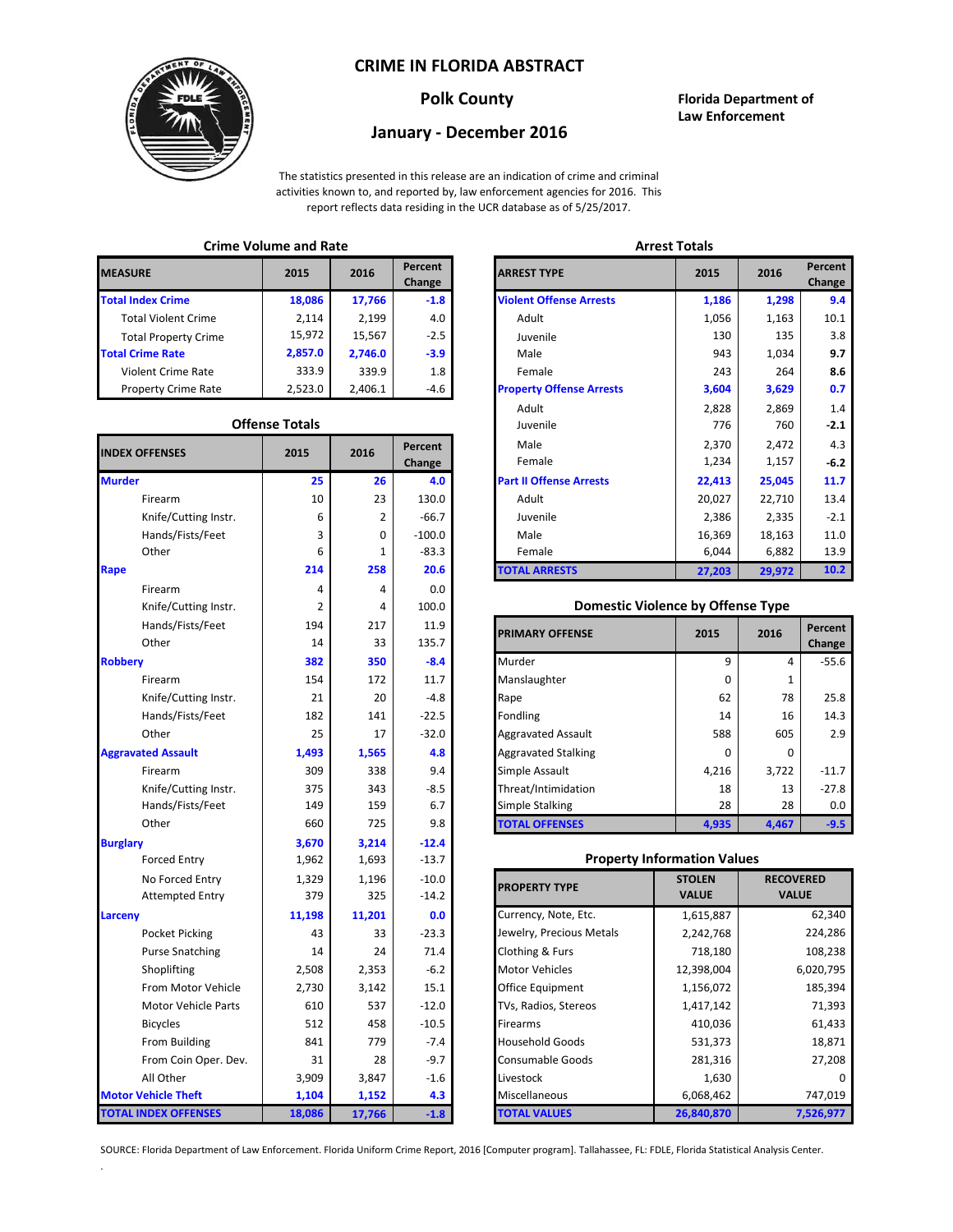# CRIME IN FLORIDA ABSTRACT

## Polk County

## January - December 2016

**Florida Department of Law Enforcement**

The statistics presented in this release are an indication of crime and criminal activities known to, and reported by, law enforcement agencies for 2016. This report reflects data residing in the UCR database as of 5/25/2017.

### Crime Volume and Rate

| MEASURE | 2015 | 2016 | Percent Change |
|---|---|---|---|
| **Total Index Crime** | **18,086** | **17,766** | **-1.8** |
| Total Violent Crime | 2,114 | 2,199 | 4.0 |
| Total Property Crime | 15,972 | 15,567 | -2.5 |
| **Total Crime Rate** | **2,857.0** | **2,746.0** | **-3.9** |
| Violent Crime Rate | 333.9 | 339.9 | 1.8 |
| Property Crime Rate | 2,523.0 | 2,406.1 | -4.6 |

### Offense Totals

| INDEX OFFENSES | 2015 | 2016 | Percent Change |
|---|---|---|---|
| **Murder** | **25** | **26** | **4.0** |
| Firearm | 10 | 23 | 130.0 |
| Knife/Cutting Instr. | 6 | 2 | -66.7 |
| Hands/Fists/Feet | 3 | 0 | -100.0 |
| Other | 6 | 1 | -83.3 |
| **Rape** | **214** | **258** | **20.6** |
| Firearm | 4 | 4 | 0.0 |
| Knife/Cutting Instr. | 2 | 4 | 100.0 |
| Hands/Fists/Feet | 194 | 217 | 11.9 |
| Other | 14 | 33 | 135.7 |
| **Robbery** | **382** | **350** | **-8.4** |
| Firearm | 154 | 172 | 11.7 |
| Knife/Cutting Instr. | 21 | 20 | -4.8 |
| Hands/Fists/Feet | 182 | 141 | -22.5 |
| Other | 25 | 17 | -32.0 |
| **Aggravated Assault** | **1,493** | **1,565** | **4.8** |
| Firearm | 309 | 338 | 9.4 |
| Knife/Cutting Instr. | 375 | 343 | -8.5 |
| Hands/Fists/Feet | 149 | 159 | 6.7 |
| Other | 660 | 725 | 9.8 |
| **Burglary** | **3,670** | **3,214** | **-12.4** |
| Forced Entry | 1,962 | 1,693 | -13.7 |
| No Forced Entry | 1,329 | 1,196 | -10.0 |
| Attempted Entry | 379 | 325 | -14.2 |
| **Larceny** | **11,198** | **11,201** | **0.0** |
| Pocket Picking | 43 | 33 | -23.3 |
| Purse Snatching | 14 | 24 | 71.4 |
| Shoplifting | 2,508 | 2,353 | -6.2 |
| From Motor Vehicle | 2,730 | 3,142 | 15.1 |
| Motor Vehicle Parts | 610 | 537 | -12.0 |
| Bicycles | 512 | 458 | -10.5 |
| From Building | 841 | 779 | -7.4 |
| From Coin Oper. Dev. | 31 | 28 | -9.7 |
| All Other | 3,909 | 3,847 | -1.6 |
| **Motor Vehicle Theft** | **1,104** | **1,152** | **4.3** |
| **TOTAL INDEX OFFENSES** | **18,086** | **17,766** | **-1.8** |

### Arrest Totals

| ARREST TYPE | 2015 | 2016 | Percent Change |
|---|---|---|---|
| **Violent Offense Arrests** | **1,186** | **1,298** | **9.4** |
| Adult | 1,056 | 1,163 | 10.1 |
| Juvenile | 130 | 135 | 3.8 |
| Male | 943 | 1,034 | 9.7 |
| Female | 243 | 264 | 8.6 |
| **Property Offense Arrests** | **3,604** | **3,629** | **0.7** |
| Adult | 2,828 | 2,869 | 1.4 |
| Juvenile | 776 | 760 | -2.1 |
| Male | 2,370 | 2,472 | 4.3 |
| Female | 1,234 | 1,157 | -6.2 |
| **Part II Offense Arrests** | **22,413** | **25,045** | **11.7** |
| Adult | 20,027 | 22,710 | 13.4 |
| Juvenile | 2,386 | 2,335 | -2.1 |
| Male | 16,369 | 18,163 | 11.0 |
| Female | 6,044 | 6,882 | 13.9 |
| **TOTAL ARRESTS** | **27,203** | **29,972** | **10.2** |

### Domestic Violence by Offense Type

| PRIMARY OFFENSE | 2015 | 2016 | Percent Change |
|---|---|---|---|
| Murder | 9 | 4 | -55.6 |
| Manslaughter | 0 | 1 | |
| Rape | 62 | 78 | 25.8 |
| Fondling | 14 | 16 | 14.3 |
| Aggravated Assault | 588 | 605 | 2.9 |
| Aggravated Stalking | 0 | 0 | |
| Simple Assault | 4,216 | 3,722 | -11.7 |
| Threat/Intimidation | 18 | 13 | -27.8 |
| Simple Stalking | 28 | 28 | 0.0 |
| **TOTAL OFFENSES** | **4,935** | **4,467** | **-9.5** |

### Property Information Values

| PROPERTY TYPE | STOLEN VALUE | RECOVERED VALUE |
|---|---|---|
| Currency, Note, Etc. | 1,615,887 | 62,340 |
| Jewelry, Precious Metals | 2,242,768 | 224,286 |
| Clothing & Furs | 718,180 | 108,238 |
| Motor Vehicles | 12,398,004 | 6,020,795 |
| Office Equipment | 1,156,072 | 185,394 |
| TVs, Radios, Stereos | 1,417,142 | 71,393 |
| Firearms | 410,036 | 61,433 |
| Household Goods | 531,373 | 18,871 |
| Consumable Goods | 281,316 | 27,208 |
| Livestock | 1,630 | 0 |
| Miscellaneous | 6,068,462 | 747,019 |
| **TOTAL VALUES** | **26,840,870** | **7,526,977** |

SOURCE: Florida Department of Law Enforcement. Florida Uniform Crime Report, 2016 [Computer program]. Tallahassee, FL: FDLE, Florida Statistical Analysis Center.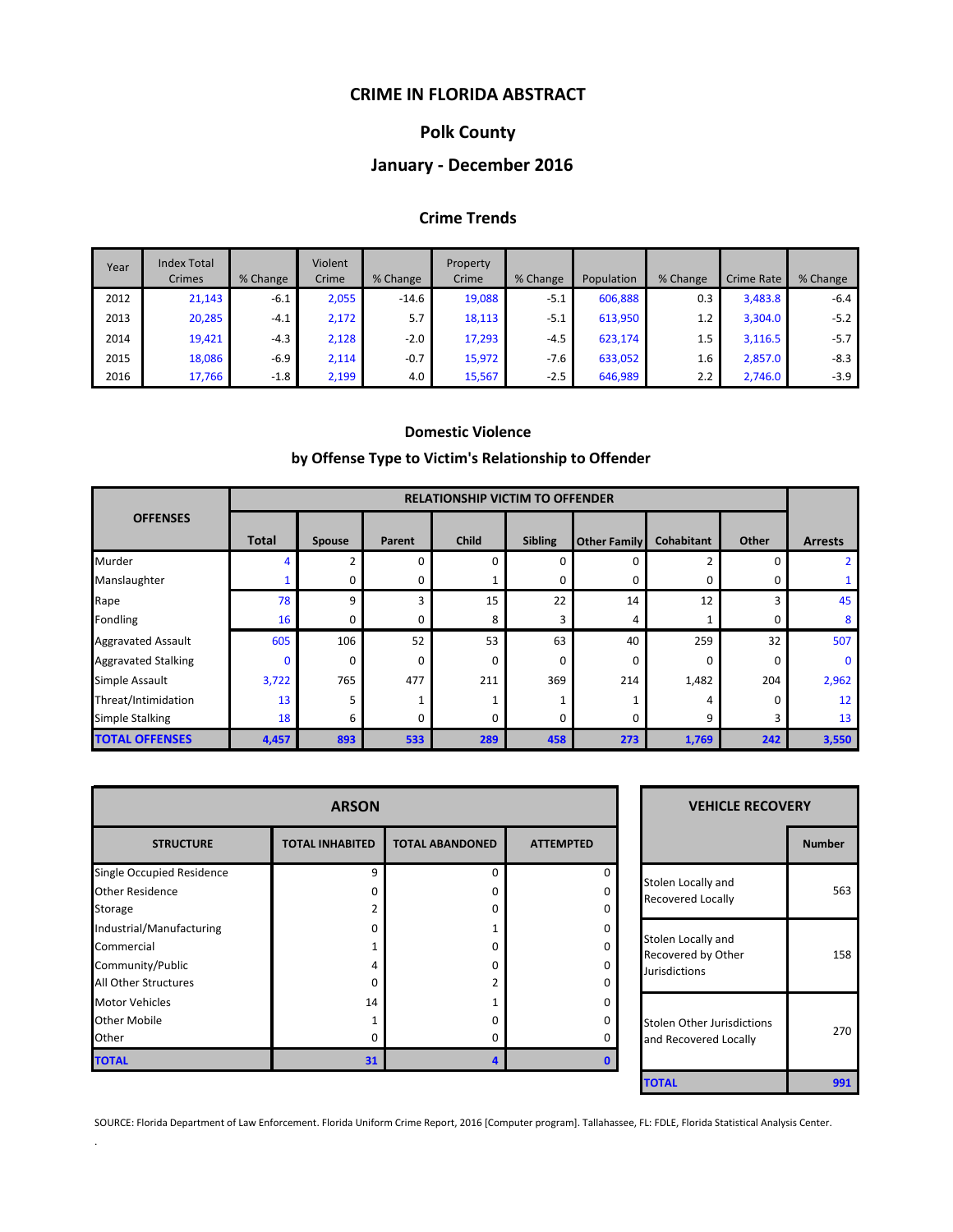# CRIME IN FLORIDA ABSTRACT

## Polk County

## January - December 2016

### Crime Trends

| Year | Index Total Crimes | % Change | Violent Crime | % Change | Property Crime | % Change | Population | % Change | Crime Rate | % Change |
|---|---|---|---|---|---|---|---|---|---|---|
| 2012 | 21,143 | -6.1 | 2,055 | -14.6 | 19,088 | -5.1 | 606,888 | 0.3 | 3,483.8 | -6.4 |
| 2013 | 20,285 | -4.1 | 2,172 | 5.7 | 18,113 | -5.1 | 613,950 | 1.2 | 3,304.0 | -5.2 |
| 2014 | 19,421 | -4.3 | 2,128 | -2.0 | 17,293 | -4.5 | 623,174 | 1.5 | 3,116.5 | -5.7 |
| 2015 | 18,086 | -6.9 | 2,114 | -0.7 | 15,972 | -7.6 | 633,052 | 1.6 | 2,857.0 | -8.3 |
| 2016 | 17,766 | -1.8 | 2,199 | 4.0 | 15,567 | -2.5 | 646,989 | 2.2 | 2,746.0 | -3.9 |

### Domestic Violence

### by Offense Type to Victim's Relationship to Offender

| OFFENSES | RELATIONSHIP VICTIM TO OFFENDER | | | | | | | | |
|---|---|---|---|---|---|---|---|---|---|
| | Total | Spouse | Parent | Child | Sibling | Other Family | Cohabitant | Other | Arrests |
| Murder | 4 | 2 | 0 | 0 | 0 | 0 | 2 | 0 | 2 |
| Manslaughter | 1 | 0 | 0 | 1 | 0 | 0 | 0 | 0 | 1 |
| Rape | 78 | 9 | 3 | 15 | 22 | 14 | 12 | 3 | 45 |
| Fondling | 16 | 0 | 0 | 8 | 3 | 4 | 1 | 0 | 8 |
| Aggravated Assault | 605 | 106 | 52 | 53 | 63 | 40 | 259 | 32 | 507 |
| Aggravated Stalking | 0 | 0 | 0 | 0 | 0 | 0 | 0 | 0 | 0 |
| Simple Assault | 3,722 | 765 | 477 | 211 | 369 | 214 | 1,482 | 204 | 2,962 |
| Threat/Intimidation | 13 | 5 | 1 | 1 | 1 | 1 | 4 | 0 | 12 |
| Simple Stalking | 18 | 6 | 0 | 0 | 0 | 0 | 9 | 3 | 13 |
| **TOTAL OFFENSES** | **4,457** | **893** | **533** | **289** | **458** | **273** | **1,769** | **242** | **3,550** |

### ARSON

| STRUCTURE | TOTAL INHABITED | TOTAL ABANDONED | ATTEMPTED |
|---|---|---|---|
| Single Occupied Residence | 9 | 0 | 0 |
| Other Residence | 0 | 0 | 0 |
| Storage | 2 | 0 | 0 |
| Industrial/Manufacturing | 0 | 1 | 0 |
| Commercial | 1 | 0 | 0 |
| Community/Public | 4 | 0 | 0 |
| All Other Structures | 0 | 2 | 0 |
| Motor Vehicles | 14 | 1 | 0 |
| Other Mobile | 1 | 0 | 0 |
| Other | 0 | 0 | 0 |
| **TOTAL** | **31** | **4** | **0** |

### VEHICLE RECOVERY

| | Number |
|---|---|
| Stolen Locally and Recovered Locally | 563 |
| Stolen Locally and Recovered by Other Jurisdictions | 158 |
| Stolen Other Jurisdictions and Recovered Locally | 270 |
| **TOTAL** | **991** |

SOURCE: Florida Department of Law Enforcement. Florida Uniform Crime Report, 2016 [Computer program]. Tallahassee, FL: FDLE, Florida Statistical Analysis Center.